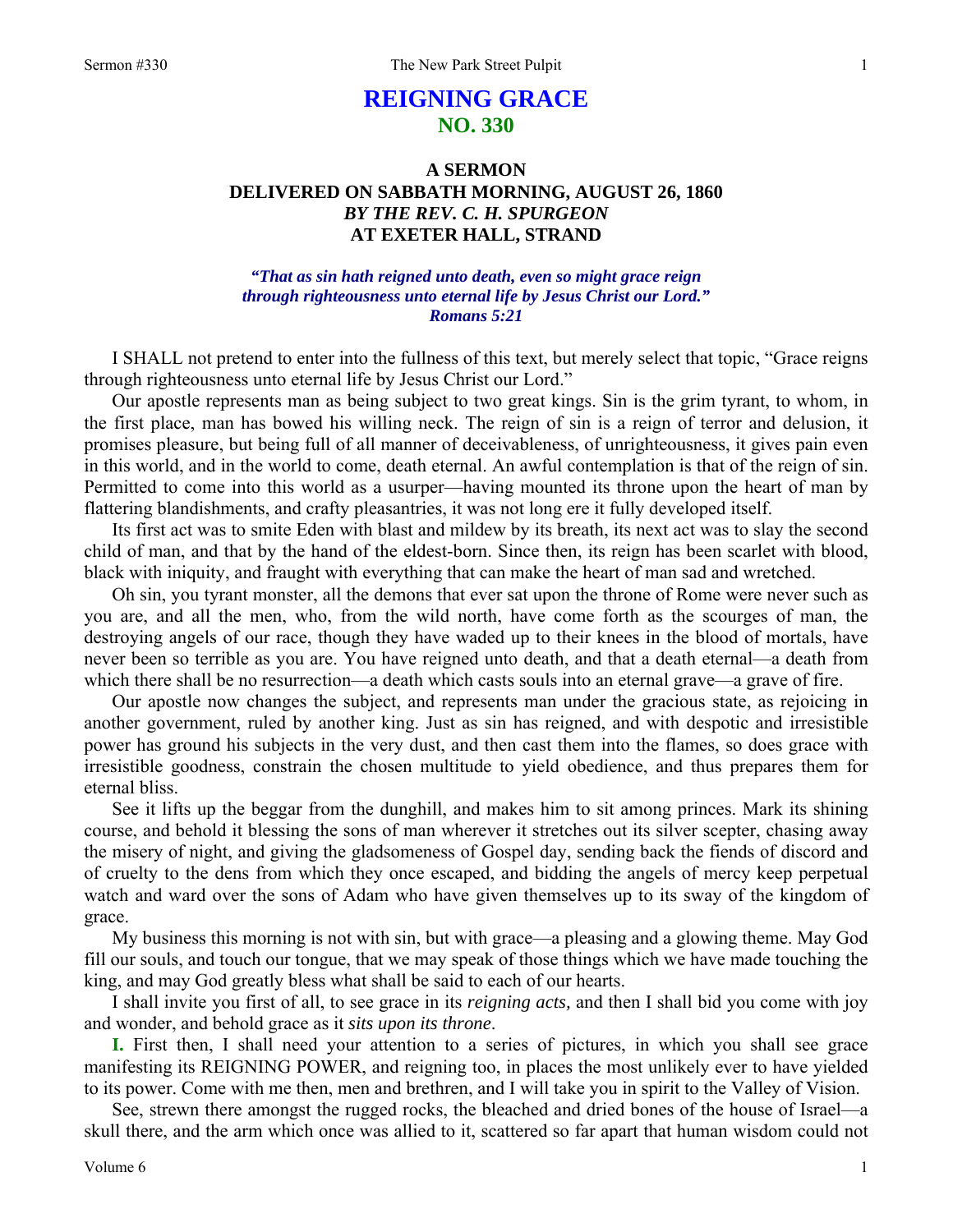# REIGNING GRACE
## NO. 330

### A SERMON
### DELIVERED ON SABBATH MORNING, AUGUST 26, 1860
### *BY THE REV. C. H. SPURGEON*
### AT EXETER HALL, STRAND

***"That as sin hath reigned unto death, even so might grace reign through righteousness unto eternal life by Jesus Christ our Lord." Romans 5:21***

I SHALL not pretend to enter into the fullness of this text, but merely select that topic, "Grace reigns through righteousness unto eternal life by Jesus Christ our Lord."

Our apostle represents man as being subject to two great kings. Sin is the grim tyrant, to whom, in the first place, man has bowed his willing neck. The reign of sin is a reign of terror and delusion, it promises pleasure, but being full of all manner of deceivableness, of unrighteousness, it gives pain even in this world, and in the world to come, death eternal. An awful contemplation is that of the reign of sin. Permitted to come into this world as a usurper—having mounted its throne upon the heart of man by flattering blandishments, and crafty pleasantries, it was not long ere it fully developed itself.

Its first act was to smite Eden with blast and mildew by its breath, its next act was to slay the second child of man, and that by the hand of the eldest-born. Since then, its reign has been scarlet with blood, black with iniquity, and fraught with everything that can make the heart of man sad and wretched.

Oh sin, you tyrant monster, all the demons that ever sat upon the throne of Rome were never such as you are, and all the men, who, from the wild north, have come forth as the scourges of man, the destroying angels of our race, though they have waded up to their knees in the blood of mortals, have never been so terrible as you are. You have reigned unto death, and that a death eternal—a death from which there shall be no resurrection—a death which casts souls into an eternal grave—a grave of fire.

Our apostle now changes the subject, and represents man under the gracious state, as rejoicing in another government, ruled by another king. Just as sin has reigned, and with despotic and irresistible power has ground his subjects in the very dust, and then cast them into the flames, so does grace with irresistible goodness, constrain the chosen multitude to yield obedience, and thus prepares them for eternal bliss.

See it lifts up the beggar from the dunghill, and makes him to sit among princes. Mark its shining course, and behold it blessing the sons of man wherever it stretches out its silver scepter, chasing away the misery of night, and giving the gladsomeness of Gospel day, sending back the fiends of discord and of cruelty to the dens from which they once escaped, and bidding the angels of mercy keep perpetual watch and ward over the sons of Adam who have given themselves up to its sway of the kingdom of grace.

My business this morning is not with sin, but with grace—a pleasing and a glowing theme. May God fill our souls, and touch our tongue, that we may speak of those things which we have made touching the king, and may God greatly bless what shall be said to each of our hearts.

I shall invite you first of all, to see grace in its *reigning acts,* and then I shall bid you come with joy and wonder, and behold grace as it *sits upon its throne*.

**I.** First then, I shall need your attention to a series of pictures, in which you shall see grace manifesting its REIGNING POWER, and reigning too, in places the most unlikely ever to have yielded to its power. Come with me then, men and brethren, and I will take you in spirit to the Valley of Vision.

See, strewn there amongst the rugged rocks, the bleached and dried bones of the house of Israel—a skull there, and the arm which once was allied to it, scattered so far apart that human wisdom could not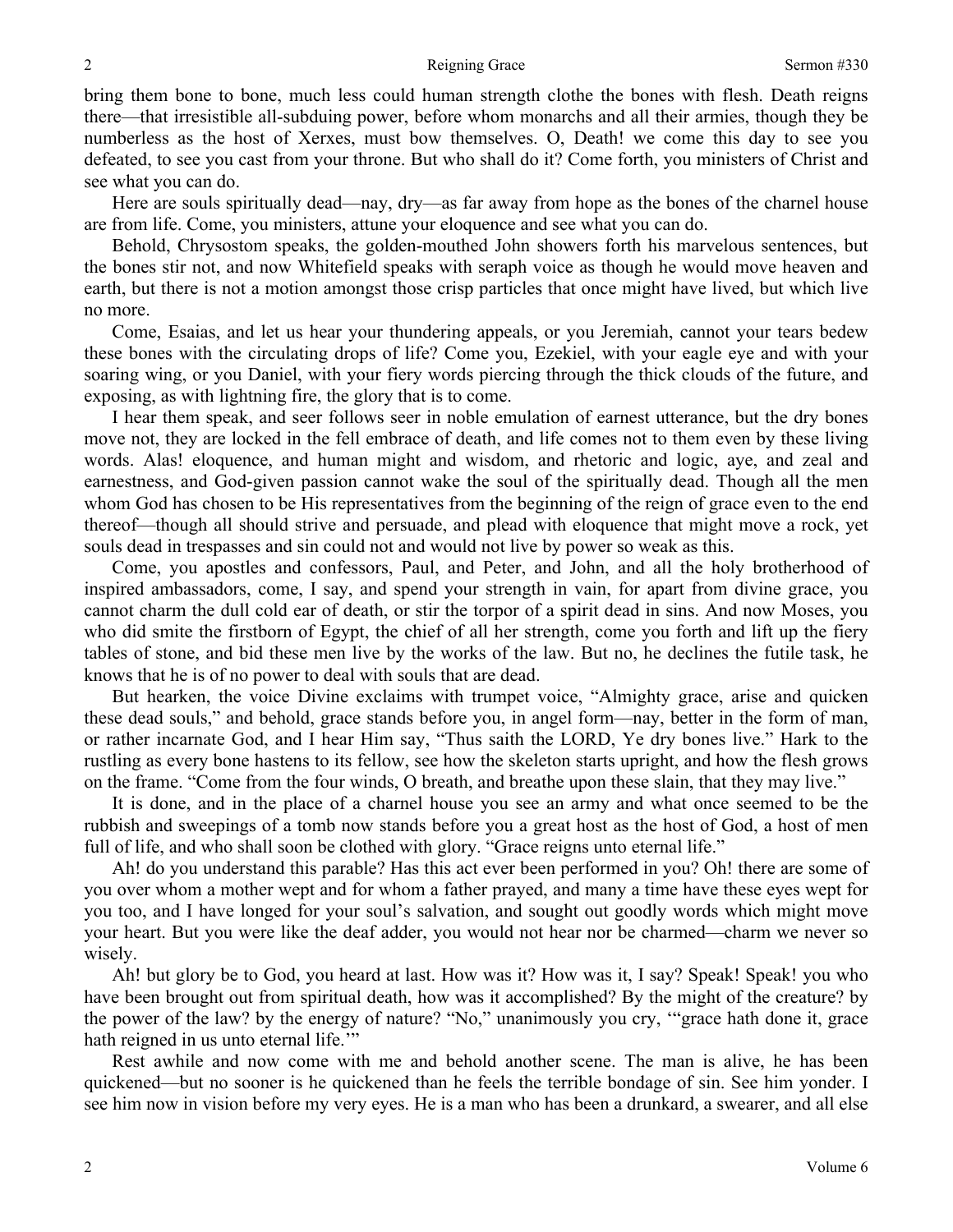bring them bone to bone, much less could human strength clothe the bones with flesh. Death reigns there—that irresistible all-subduing power, before whom monarchs and all their armies, though they be numberless as the host of Xerxes, must bow themselves. O, Death! we come this day to see you defeated, to see you cast from your throne. But who shall do it? Come forth, you ministers of Christ and see what you can do.

Here are souls spiritually dead—nay, dry—as far away from hope as the bones of the charnel house are from life. Come, you ministers, attune your eloquence and see what you can do.

Behold, Chrysostom speaks, the golden-mouthed John showers forth his marvelous sentences, but the bones stir not, and now Whitefield speaks with seraph voice as though he would move heaven and earth, but there is not a motion amongst those crisp particles that once might have lived, but which live no more.

Come, Esaias, and let us hear your thundering appeals, or you Jeremiah, cannot your tears bedew these bones with the circulating drops of life? Come you, Ezekiel, with your eagle eye and with your soaring wing, or you Daniel, with your fiery words piercing through the thick clouds of the future, and exposing, as with lightning fire, the glory that is to come.

I hear them speak, and seer follows seer in noble emulation of earnest utterance, but the dry bones move not, they are locked in the fell embrace of death, and life comes not to them even by these living words. Alas! eloquence, and human might and wisdom, and rhetoric and logic, aye, and zeal and earnestness, and God-given passion cannot wake the soul of the spiritually dead. Though all the men whom God has chosen to be His representatives from the beginning of the reign of grace even to the end thereof—though all should strive and persuade, and plead with eloquence that might move a rock, yet souls dead in trespasses and sin could not and would not live by power so weak as this.

Come, you apostles and confessors, Paul, and Peter, and John, and all the holy brotherhood of inspired ambassadors, come, I say, and spend your strength in vain, for apart from divine grace, you cannot charm the dull cold ear of death, or stir the torpor of a spirit dead in sins. And now Moses, you who did smite the firstborn of Egypt, the chief of all her strength, come you forth and lift up the fiery tables of stone, and bid these men live by the works of the law. But no, he declines the futile task, he knows that he is of no power to deal with souls that are dead.

But hearken, the voice Divine exclaims with trumpet voice, "Almighty grace, arise and quicken these dead souls," and behold, grace stands before you, in angel form—nay, better in the form of man, or rather incarnate God, and I hear Him say, "Thus saith the LORD, Ye dry bones live." Hark to the rustling as every bone hastens to its fellow, see how the skeleton starts upright, and how the flesh grows on the frame. "Come from the four winds, O breath, and breathe upon these slain, that they may live."

It is done, and in the place of a charnel house you see an army and what once seemed to be the rubbish and sweepings of a tomb now stands before you a great host as the host of God, a host of men full of life, and who shall soon be clothed with glory. "Grace reigns unto eternal life."

Ah! do you understand this parable? Has this act ever been performed in you? Oh! there are some of you over whom a mother wept and for whom a father prayed, and many a time have these eyes wept for you too, and I have longed for your soul's salvation, and sought out goodly words which might move your heart. But you were like the deaf adder, you would not hear nor be charmed—charm we never so wisely.

Ah! but glory be to God, you heard at last. How was it? How was it, I say? Speak! Speak! you who have been brought out from spiritual death, how was it accomplished? By the might of the creature? by the power of the law? by the energy of nature? "No," unanimously you cry, '"grace hath done it, grace hath reigned in us unto eternal life.'"

Rest awhile and now come with me and behold another scene. The man is alive, he has been quickened—but no sooner is he quickened than he feels the terrible bondage of sin. See him yonder. I see him now in vision before my very eyes. He is a man who has been a drunkard, a swearer, and all else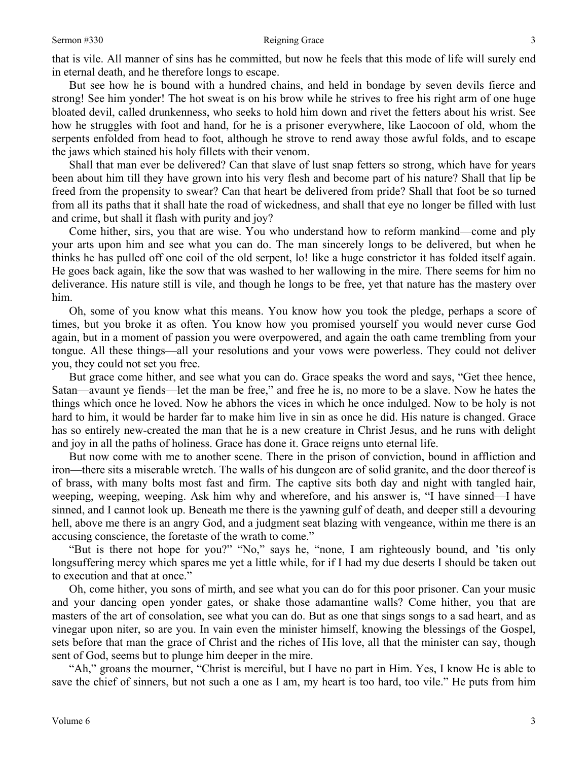that is vile. All manner of sins has he committed, but now he feels that this mode of life will surely end in eternal death, and he therefore longs to escape.

But see how he is bound with a hundred chains, and held in bondage by seven devils fierce and strong! See him yonder! The hot sweat is on his brow while he strives to free his right arm of one huge bloated devil, called drunkenness, who seeks to hold him down and rivet the fetters about his wrist. See how he struggles with foot and hand, for he is a prisoner everywhere, like Laocoon of old, whom the serpents enfolded from head to foot, although he strove to rend away those awful folds, and to escape the jaws which stained his holy fillets with their venom.

Shall that man ever be delivered? Can that slave of lust snap fetters so strong, which have for years been about him till they have grown into his very flesh and become part of his nature? Shall that lip be freed from the propensity to swear? Can that heart be delivered from pride? Shall that foot be so turned from all its paths that it shall hate the road of wickedness, and shall that eye no longer be filled with lust and crime, but shall it flash with purity and joy?

Come hither, sirs, you that are wise. You who understand how to reform mankind—come and ply your arts upon him and see what you can do. The man sincerely longs to be delivered, but when he thinks he has pulled off one coil of the old serpent, lo! like a huge constrictor it has folded itself again. He goes back again, like the sow that was washed to her wallowing in the mire. There seems for him no deliverance. His nature still is vile, and though he longs to be free, yet that nature has the mastery over him.

Oh, some of you know what this means. You know how you took the pledge, perhaps a score of times, but you broke it as often. You know how you promised yourself you would never curse God again, but in a moment of passion you were overpowered, and again the oath came trembling from your tongue. All these things—all your resolutions and your vows were powerless. They could not deliver you, they could not set you free.

But grace come hither, and see what you can do. Grace speaks the word and says, "Get thee hence, Satan—avaunt ye fiends—let the man be free," and free he is, no more to be a slave. Now he hates the things which once he loved. Now he abhors the vices in which he once indulged. Now to be holy is not hard to him, it would be harder far to make him live in sin as once he did. His nature is changed. Grace has so entirely new-created the man that he is a new creature in Christ Jesus, and he runs with delight and joy in all the paths of holiness. Grace has done it. Grace reigns unto eternal life.

But now come with me to another scene. There in the prison of conviction, bound in affliction and iron—there sits a miserable wretch. The walls of his dungeon are of solid granite, and the door thereof is of brass, with many bolts most fast and firm. The captive sits both day and night with tangled hair, weeping, weeping, weeping. Ask him why and wherefore, and his answer is, "I have sinned—I have sinned, and I cannot look up. Beneath me there is the yawning gulf of death, and deeper still a devouring hell, above me there is an angry God, and a judgment seat blazing with vengeance, within me there is an accusing conscience, the foretaste of the wrath to come."

"But is there not hope for you?" "No," says he, "none, I am righteously bound, and 'tis only longsuffering mercy which spares me yet a little while, for if I had my due deserts I should be taken out to execution and that at once."

Oh, come hither, you sons of mirth, and see what you can do for this poor prisoner. Can your music and your dancing open yonder gates, or shake those adamantine walls? Come hither, you that are masters of the art of consolation, see what you can do. But as one that sings songs to a sad heart, and as vinegar upon niter, so are you. In vain even the minister himself, knowing the blessings of the Gospel, sets before that man the grace of Christ and the riches of His love, all that the minister can say, though sent of God, seems but to plunge him deeper in the mire.

"Ah," groans the mourner, "Christ is merciful, but I have no part in Him. Yes, I know He is able to save the chief of sinners, but not such a one as I am, my heart is too hard, too vile." He puts from him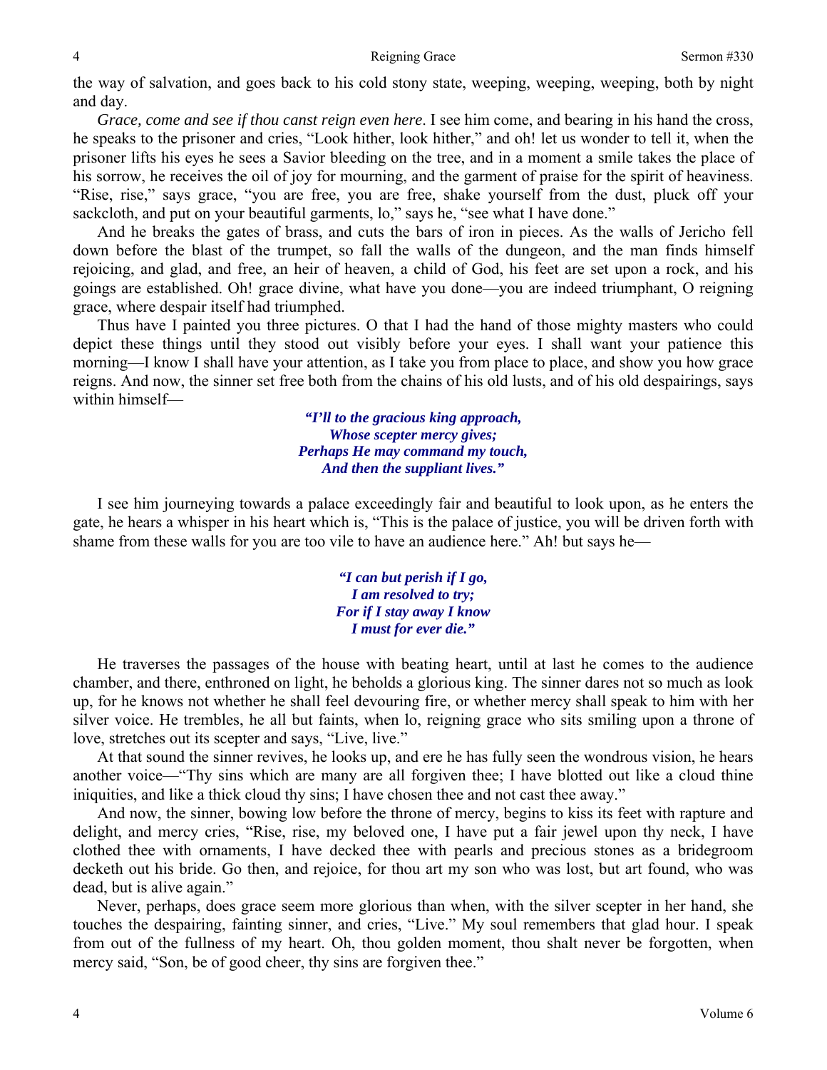the way of salvation, and goes back to his cold stony state, weeping, weeping, weeping, both by night and day.

*Grace, come and see if thou canst reign even here*. I see him come, and bearing in his hand the cross, he speaks to the prisoner and cries, "Look hither, look hither," and oh! let us wonder to tell it, when the prisoner lifts his eyes he sees a Savior bleeding on the tree, and in a moment a smile takes the place of his sorrow, he receives the oil of joy for mourning, and the garment of praise for the spirit of heaviness. "Rise, rise," says grace, "you are free, you are free, shake yourself from the dust, pluck off your sackcloth, and put on your beautiful garments, lo," says he, "see what I have done."

And he breaks the gates of brass, and cuts the bars of iron in pieces. As the walls of Jericho fell down before the blast of the trumpet, so fall the walls of the dungeon, and the man finds himself rejoicing, and glad, and free, an heir of heaven, a child of God, his feet are set upon a rock, and his goings are established. Oh! grace divine, what have you done—you are indeed triumphant, O reigning grace, where despair itself had triumphed.

Thus have I painted you three pictures. O that I had the hand of those mighty masters who could depict these things until they stood out visibly before your eyes. I shall want your patience this morning—I know I shall have your attention, as I take you from place to place, and show you how grace reigns. And now, the sinner set free both from the chains of his old lusts, and of his old despairings, says within himself—

> ***"I'll to the gracious king approach,***
> ***Whose scepter mercy gives;***
> ***Perhaps He may command my touch,***
> ***And then the suppliant lives."***

I see him journeying towards a palace exceedingly fair and beautiful to look upon, as he enters the gate, he hears a whisper in his heart which is, "This is the palace of justice, you will be driven forth with shame from these walls for you are too vile to have an audience here." Ah! but says he—

> ***"I can but perish if I go,***
> ***I am resolved to try;***
> ***For if I stay away I know***
> ***I must for ever die."***

He traverses the passages of the house with beating heart, until at last he comes to the audience chamber, and there, enthroned on light, he beholds a glorious king. The sinner dares not so much as look up, for he knows not whether he shall feel devouring fire, or whether mercy shall speak to him with her silver voice. He trembles, he all but faints, when lo, reigning grace who sits smiling upon a throne of love, stretches out its scepter and says, "Live, live."

At that sound the sinner revives, he looks up, and ere he has fully seen the wondrous vision, he hears another voice—"Thy sins which are many are all forgiven thee; I have blotted out like a cloud thine iniquities, and like a thick cloud thy sins; I have chosen thee and not cast thee away."

And now, the sinner, bowing low before the throne of mercy, begins to kiss its feet with rapture and delight, and mercy cries, "Rise, rise, my beloved one, I have put a fair jewel upon thy neck, I have clothed thee with ornaments, I have decked thee with pearls and precious stones as a bridegroom decketh out his bride. Go then, and rejoice, for thou art my son who was lost, but art found, who was dead, but is alive again."

Never, perhaps, does grace seem more glorious than when, with the silver scepter in her hand, she touches the despairing, fainting sinner, and cries, "Live." My soul remembers that glad hour. I speak from out of the fullness of my heart. Oh, thou golden moment, thou shalt never be forgotten, when mercy said, "Son, be of good cheer, thy sins are forgiven thee."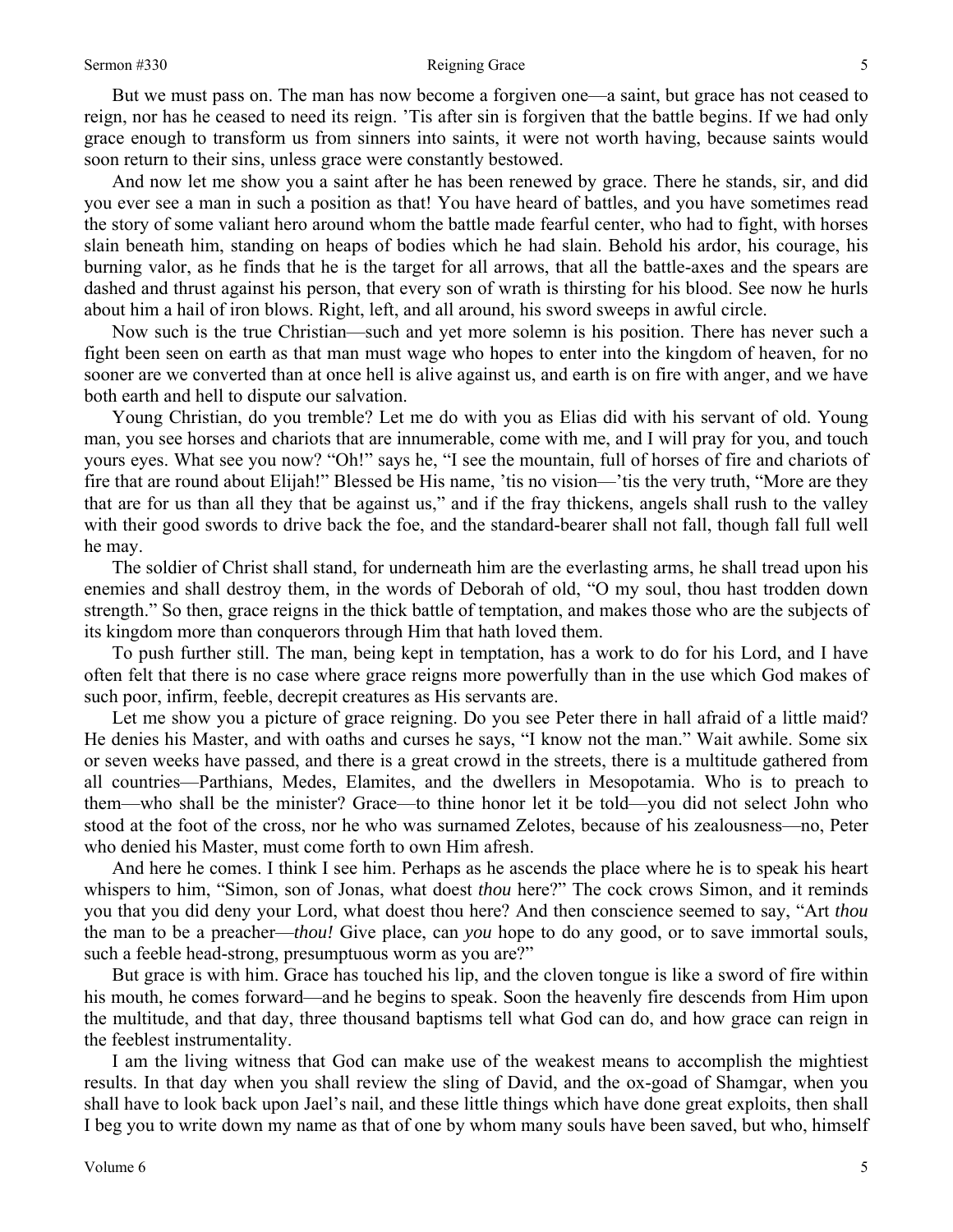But we must pass on. The man has now become a forgiven one—a saint, but grace has not ceased to reign, nor has he ceased to need its reign. 'Tis after sin is forgiven that the battle begins. If we had only grace enough to transform us from sinners into saints, it were not worth having, because saints would soon return to their sins, unless grace were constantly bestowed.

And now let me show you a saint after he has been renewed by grace. There he stands, sir, and did you ever see a man in such a position as that! You have heard of battles, and you have sometimes read the story of some valiant hero around whom the battle made fearful center, who had to fight, with horses slain beneath him, standing on heaps of bodies which he had slain. Behold his ardor, his courage, his burning valor, as he finds that he is the target for all arrows, that all the battle-axes and the spears are dashed and thrust against his person, that every son of wrath is thirsting for his blood. See now he hurls about him a hail of iron blows. Right, left, and all around, his sword sweeps in awful circle.

Now such is the true Christian—such and yet more solemn is his position. There has never such a fight been seen on earth as that man must wage who hopes to enter into the kingdom of heaven, for no sooner are we converted than at once hell is alive against us, and earth is on fire with anger, and we have both earth and hell to dispute our salvation.

Young Christian, do you tremble? Let me do with you as Elias did with his servant of old. Young man, you see horses and chariots that are innumerable, come with me, and I will pray for you, and touch yours eyes. What see you now? "Oh!" says he, "I see the mountain, full of horses of fire and chariots of fire that are round about Elijah!" Blessed be His name, 'tis no vision—'tis the very truth, "More are they that are for us than all they that be against us," and if the fray thickens, angels shall rush to the valley with their good swords to drive back the foe, and the standard-bearer shall not fall, though fall full well he may.

The soldier of Christ shall stand, for underneath him are the everlasting arms, he shall tread upon his enemies and shall destroy them, in the words of Deborah of old, "O my soul, thou hast trodden down strength." So then, grace reigns in the thick battle of temptation, and makes those who are the subjects of its kingdom more than conquerors through Him that hath loved them.

To push further still. The man, being kept in temptation, has a work to do for his Lord, and I have often felt that there is no case where grace reigns more powerfully than in the use which God makes of such poor, infirm, feeble, decrepit creatures as His servants are.

Let me show you a picture of grace reigning. Do you see Peter there in hall afraid of a little maid? He denies his Master, and with oaths and curses he says, "I know not the man." Wait awhile. Some six or seven weeks have passed, and there is a great crowd in the streets, there is a multitude gathered from all countries—Parthians, Medes, Elamites, and the dwellers in Mesopotamia. Who is to preach to them—who shall be the minister? Grace—to thine honor let it be told—you did not select John who stood at the foot of the cross, nor he who was surnamed Zelotes, because of his zealousness—no, Peter who denied his Master, must come forth to own Him afresh.

And here he comes. I think I see him. Perhaps as he ascends the place where he is to speak his heart whispers to him, "Simon, son of Jonas, what dost *thou* here?" The cock crows Simon, and it reminds you that you did deny your Lord, what dost thou here? And then conscience seemed to say, "Art *thou* the man to be a preacher—*thou!* Give place, can *you* hope to do any good, or to save immortal souls, such a feeble head-strong, presumptuous worm as you are?"

But grace is with him. Grace has touched his lip, and the cloven tongue is like a sword of fire within his mouth, he comes forward—and he begins to speak. Soon the heavenly fire descends from Him upon the multitude, and that day, three thousand baptisms tell what God can do, and how grace can reign in the feeblest instrumentality.

I am the living witness that God can make use of the weakest means to accomplish the mightiest results. In that day when you shall review the sling of David, and the ox-goad of Shamgar, when you shall have to look back upon Jael's nail, and these little things which have done great exploits, then shall I beg you to write down my name as that of one by whom many souls have been saved, but who, himself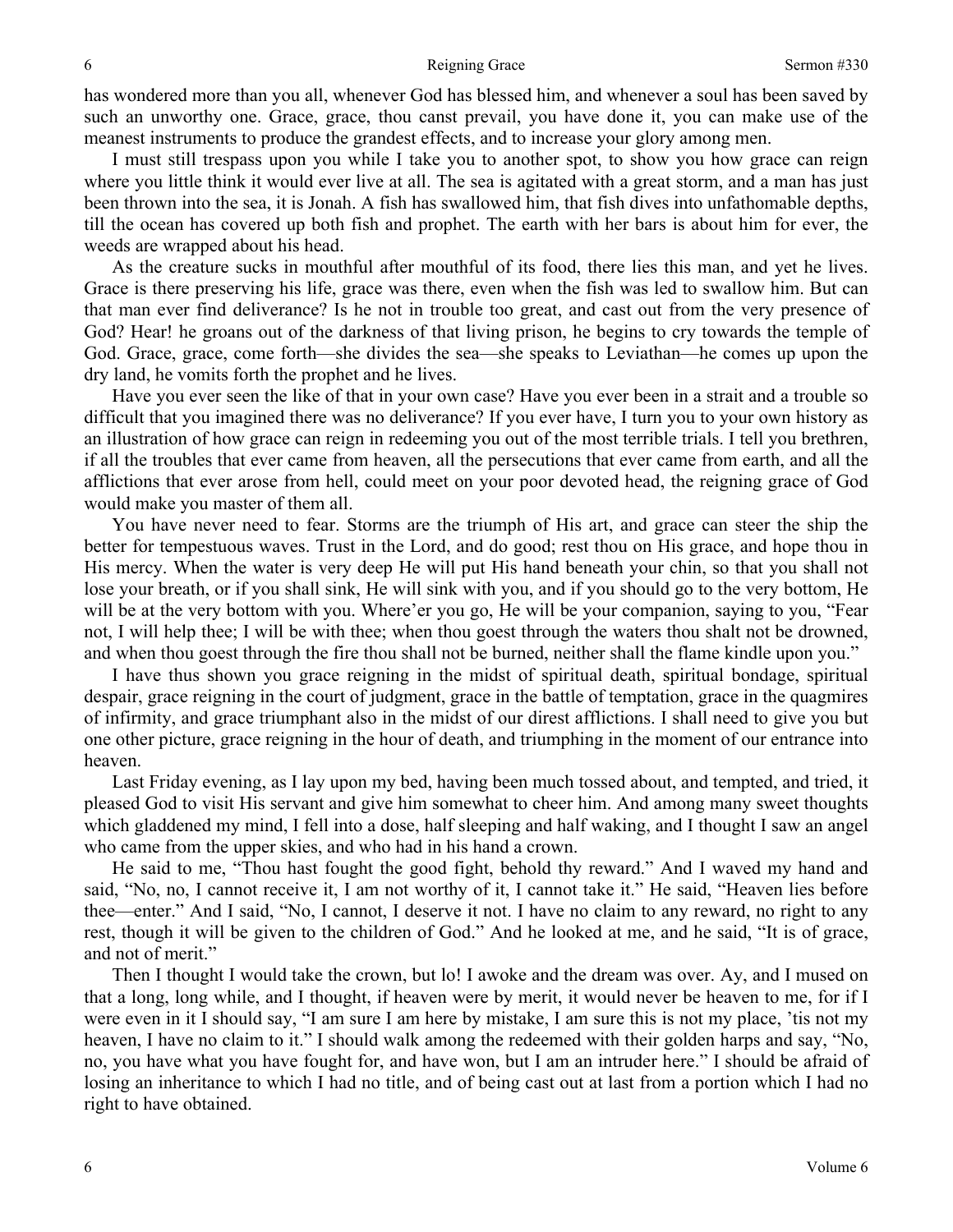has wondered more than you all, whenever God has blessed him, and whenever a soul has been saved by such an unworthy one. Grace, grace, thou canst prevail, you have done it, you can make use of the meanest instruments to produce the grandest effects, and to increase your glory among men.

I must still trespass upon you while I take you to another spot, to show you how grace can reign where you little think it would ever live at all. The sea is agitated with a great storm, and a man has just been thrown into the sea, it is Jonah. A fish has swallowed him, that fish dives into unfathomable depths, till the ocean has covered up both fish and prophet. The earth with her bars is about him for ever, the weeds are wrapped about his head.

As the creature sucks in mouthful after mouthful of its food, there lies this man, and yet he lives. Grace is there preserving his life, grace was there, even when the fish was led to swallow him. But can that man ever find deliverance? Is he not in trouble too great, and cast out from the very presence of God? Hear! he groans out of the darkness of that living prison, he begins to cry towards the temple of God. Grace, grace, come forth—she divides the sea—she speaks to Leviathan—he comes up upon the dry land, he vomits forth the prophet and he lives.

Have you ever seen the like of that in your own case? Have you ever been in a strait and a trouble so difficult that you imagined there was no deliverance? If you ever have, I turn you to your own history as an illustration of how grace can reign in redeeming you out of the most terrible trials. I tell you brethren, if all the troubles that ever came from heaven, all the persecutions that ever came from earth, and all the afflictions that ever arose from hell, could meet on your poor devoted head, the reigning grace of God would make you master of them all.

You have never need to fear. Storms are the triumph of His art, and grace can steer the ship the better for tempestuous waves. Trust in the Lord, and do good; rest thou on His grace, and hope thou in His mercy. When the water is very deep He will put His hand beneath your chin, so that you shall not lose your breath, or if you shall sink, He will sink with you, and if you should go to the very bottom, He will be at the very bottom with you. Where'er you go, He will be your companion, saying to you, "Fear not, I will help thee; I will be with thee; when thou goest through the waters thou shalt not be drowned, and when thou goest through the fire thou shall not be burned, neither shall the flame kindle upon you."

I have thus shown you grace reigning in the midst of spiritual death, spiritual bondage, spiritual despair, grace reigning in the court of judgment, grace in the battle of temptation, grace in the quagmires of infirmity, and grace triumphant also in the midst of our direst afflictions. I shall need to give you but one other picture, grace reigning in the hour of death, and triumphing in the moment of our entrance into heaven.

Last Friday evening, as I lay upon my bed, having been much tossed about, and tempted, and tried, it pleased God to visit His servant and give him somewhat to cheer him. And among many sweet thoughts which gladdened my mind, I fell into a dose, half sleeping and half waking, and I thought I saw an angel who came from the upper skies, and who had in his hand a crown.

He said to me, "Thou hast fought the good fight, behold thy reward." And I waved my hand and said, "No, no, I cannot receive it, I am not worthy of it, I cannot take it." He said, "Heaven lies before thee—enter." And I said, "No, I cannot, I deserve it not. I have no claim to any reward, no right to any rest, though it will be given to the children of God." And he looked at me, and he said, "It is of grace, and not of merit."

Then I thought I would take the crown, but lo! I awoke and the dream was over. Ay, and I mused on that a long, long while, and I thought, if heaven were by merit, it would never be heaven to me, for if I were even in it I should say, "I am sure I am here by mistake, I am sure this is not my place, 'tis not my heaven, I have no claim to it." I should walk among the redeemed with their golden harps and say, "No, no, you have what you have fought for, and have won, but I am an intruder here." I should be afraid of losing an inheritance to which I had no title, and of being cast out at last from a portion which I had no right to have obtained.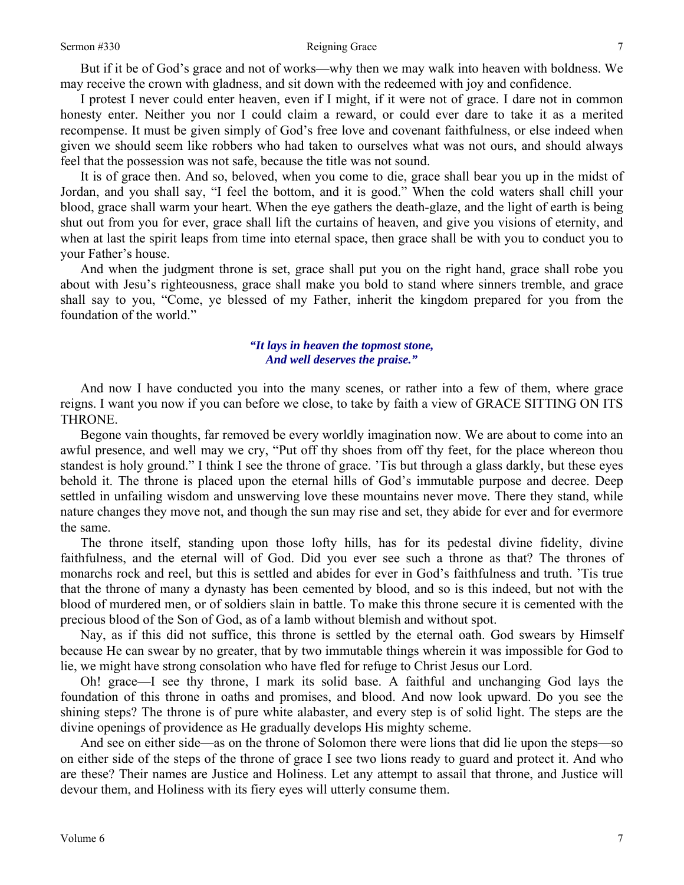But if it be of God's grace and not of works—why then we may walk into heaven with boldness. We may receive the crown with gladness, and sit down with the redeemed with joy and confidence.

I protest I never could enter heaven, even if I might, if it were not of grace. I dare not in common honesty enter. Neither you nor I could claim a reward, or could ever dare to take it as a merited recompense. It must be given simply of God's free love and covenant faithfulness, or else indeed when given we should seem like robbers who had taken to ourselves what was not ours, and should always feel that the possession was not safe, because the title was not sound.

It is of grace then. And so, beloved, when you come to die, grace shall bear you up in the midst of Jordan, and you shall say, "I feel the bottom, and it is good." When the cold waters shall chill your blood, grace shall warm your heart. When the eye gathers the death-glaze, and the light of earth is being shut out from you for ever, grace shall lift the curtains of heaven, and give you visions of eternity, and when at last the spirit leaps from time into eternal space, then grace shall be with you to conduct you to your Father's house.

And when the judgment throne is set, grace shall put you on the right hand, grace shall robe you about with Jesu's righteousness, grace shall make you bold to stand where sinners tremble, and grace shall say to you, "Come, ye blessed of my Father, inherit the kingdom prepared for you from the foundation of the world."

*"It lays in heaven the topmost stone,*
*And well deserves the praise."*

And now I have conducted you into the many scenes, or rather into a few of them, where grace reigns. I want you now if you can before we close, to take by faith a view of GRACE SITTING ON ITS THRONE.

Begone vain thoughts, far removed be every worldly imagination now. We are about to come into an awful presence, and well may we cry, "Put off thy shoes from off thy feet, for the place whereon thou standest is holy ground." I think I see the throne of grace. 'Tis but through a glass darkly, but these eyes behold it. The throne is placed upon the eternal hills of God's immutable purpose and decree. Deep settled in unfailing wisdom and unswerving love these mountains never move. There they stand, while nature changes they move not, and though the sun may rise and set, they abide for ever and for evermore the same.

The throne itself, standing upon those lofty hills, has for its pedestal divine fidelity, divine faithfulness, and the eternal will of God. Did you ever see such a throne as that? The thrones of monarchs rock and reel, but this is settled and abides for ever in God's faithfulness and truth. 'Tis true that the throne of many a dynasty has been cemented by blood, and so is this indeed, but not with the blood of murdered men, or of soldiers slain in battle. To make this throne secure it is cemented with the precious blood of the Son of God, as of a lamb without blemish and without spot.

Nay, as if this did not suffice, this throne is settled by the eternal oath. God swears by Himself because He can swear by no greater, that by two immutable things wherein it was impossible for God to lie, we might have strong consolation who have fled for refuge to Christ Jesus our Lord.

Oh! grace—I see thy throne, I mark its solid base. A faithful and unchanging God lays the foundation of this throne in oaths and promises, and blood. And now look upward. Do you see the shining steps? The throne is of pure white alabaster, and every step is of solid light. The steps are the divine openings of providence as He gradually develops His mighty scheme.

And see on either side—as on the throne of Solomon there were lions that did lie upon the steps—so on either side of the steps of the throne of grace I see two lions ready to guard and protect it. And who are these? Their names are Justice and Holiness. Let any attempt to assail that throne, and Justice will devour them, and Holiness with its fiery eyes will utterly consume them.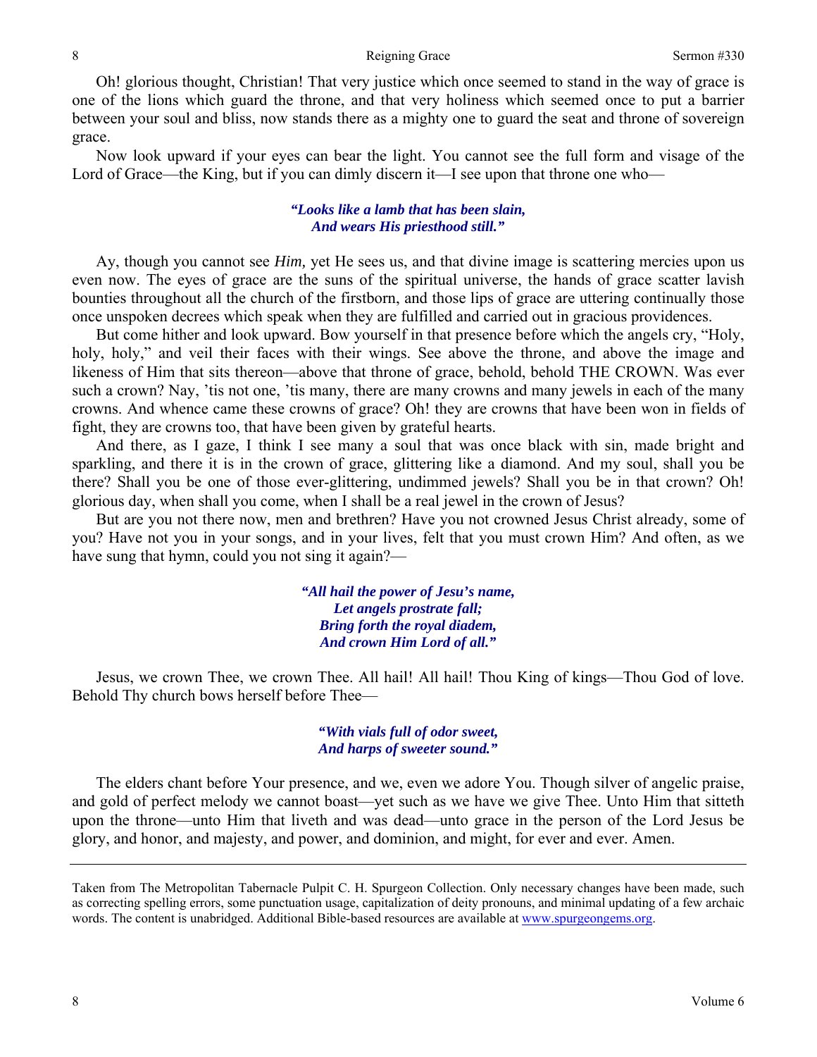Oh! glorious thought, Christian! That very justice which once seemed to stand in the way of grace is one of the lions which guard the throne, and that very holiness which seemed once to put a barrier between your soul and bliss, now stands there as a mighty one to guard the seat and throne of sovereign grace.

Now look upward if your eyes can bear the light. You cannot see the full form and visage of the Lord of Grace—the King, but if you can dimly discern it—I see upon that throne one who—

> ***"Looks like a lamb that has been slain,***
> ***And wears His priesthood still."***

Ay, though you cannot see *Him,* yet He sees us, and that divine image is scattering mercies upon us even now. The eyes of grace are the suns of the spiritual universe, the hands of grace scatter lavish bounties throughout all the church of the firstborn, and those lips of grace are uttering continually those once unspoken decrees which speak when they are fulfilled and carried out in gracious providences.

But come hither and look upward. Bow yourself in that presence before which the angels cry, "Holy, holy, holy," and veil their faces with their wings. See above the throne, and above the image and likeness of Him that sits thereon—above that throne of grace, behold, behold THE CROWN. Was ever such a crown? Nay, 'tis not one, 'tis many, there are many crowns and many jewels in each of the many crowns. And whence came these crowns of grace? Oh! they are crowns that have been won in fields of fight, they are crowns too, that have been given by grateful hearts.

And there, as I gaze, I think I see many a soul that was once black with sin, made bright and sparkling, and there it is in the crown of grace, glittering like a diamond. And my soul, shall you be there? Shall you be one of those ever-glittering, undimmed jewels? Shall you be in that crown? Oh! glorious day, when shall you come, when I shall be a real jewel in the crown of Jesus?

But are you not there now, men and brethren? Have you not crowned Jesus Christ already, some of you? Have not you in your songs, and in your lives, felt that you must crown Him? And often, as we have sung that hymn, could you not sing it again?—

> ***"All hail the power of Jesu's name,***
> ***Let angels prostrate fall;***
> ***Bring forth the royal diadem,***
> ***And crown Him Lord of all."***

Jesus, we crown Thee, we crown Thee. All hail! All hail! Thou King of kings—Thou God of love. Behold Thy church bows herself before Thee—

> ***"With vials full of odor sweet,***
> ***And harps of sweeter sound."***

The elders chant before Your presence, and we, even we adore You. Though silver of angelic praise, and gold of perfect melody we cannot boast—yet such as we have we give Thee. Unto Him that sitteth upon the throne—unto Him that liveth and was dead—unto grace in the person of the Lord Jesus be glory, and honor, and majesty, and power, and dominion, and might, for ever and ever. Amen.

---

Taken from The Metropolitan Tabernacle Pulpit C. H. Spurgeon Collection. Only necessary changes have been made, such as correcting spelling errors, some punctuation usage, capitalization of deity pronouns, and minimal updating of a few archaic words. The content is unabridged. Additional Bible-based resources are available at www.spurgeongems.org.